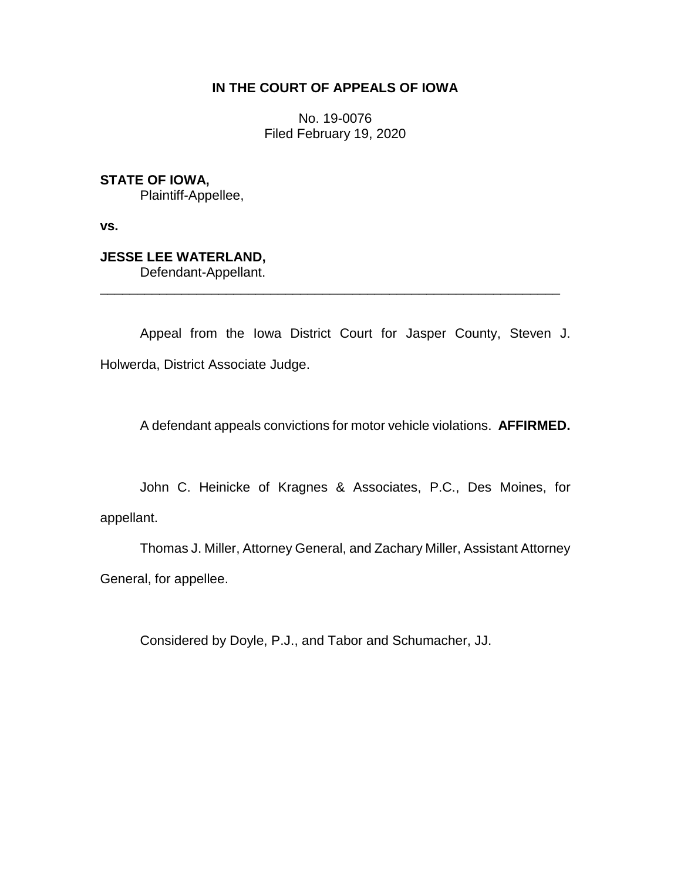**IN THE COURT OF APPEALS OF IOWA**

No. 19-0076
Filed February 19, 2020

**STATE OF IOWA,**
Plaintiff-Appellee,

**vs.**

**JESSE LEE WATERLAND,**
Defendant-Appellant.

________________________________________________________________

Appeal from the Iowa District Court for Jasper County, Steven J. Holwerda, District Associate Judge.

A defendant appeals convictions for motor vehicle violations. **AFFIRMED.**

John C. Heinicke of Kragnes & Associates, P.C., Des Moines, for appellant.

Thomas J. Miller, Attorney General, and Zachary Miller, Assistant Attorney General, for appellee.

Considered by Doyle, P.J., and Tabor and Schumacher, JJ.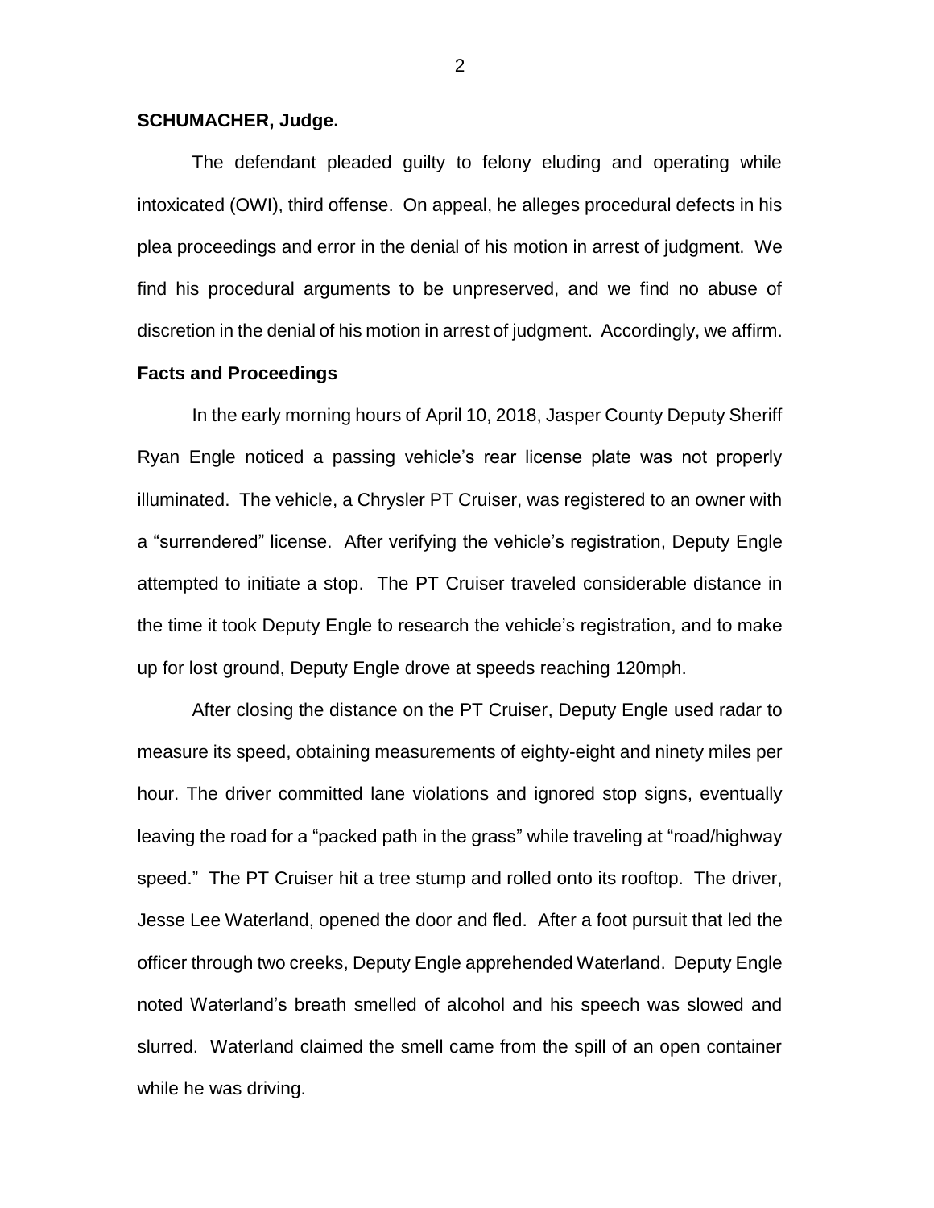**SCHUMACHER, Judge.**

The defendant pleaded guilty to felony eluding and operating while intoxicated (OWI), third offense. On appeal, he alleges procedural defects in his plea proceedings and error in the denial of his motion in arrest of judgment. We find his procedural arguments to be unpreserved, and we find no abuse of discretion in the denial of his motion in arrest of judgment. Accordingly, we affirm.

**Facts and Proceedings**

In the early morning hours of April 10, 2018, Jasper County Deputy Sheriff Ryan Engle noticed a passing vehicle's rear license plate was not properly illuminated. The vehicle, a Chrysler PT Cruiser, was registered to an owner with a "surrendered" license. After verifying the vehicle's registration, Deputy Engle attempted to initiate a stop. The PT Cruiser traveled considerable distance in the time it took Deputy Engle to research the vehicle's registration, and to make up for lost ground, Deputy Engle drove at speeds reaching 120mph.

After closing the distance on the PT Cruiser, Deputy Engle used radar to measure its speed, obtaining measurements of eighty-eight and ninety miles per hour. The driver committed lane violations and ignored stop signs, eventually leaving the road for a "packed path in the grass" while traveling at "road/highway speed." The PT Cruiser hit a tree stump and rolled onto its rooftop. The driver, Jesse Lee Waterland, opened the door and fled. After a foot pursuit that led the officer through two creeks, Deputy Engle apprehended Waterland. Deputy Engle noted Waterland's breath smelled of alcohol and his speech was slowed and slurred. Waterland claimed the smell came from the spill of an open container while he was driving.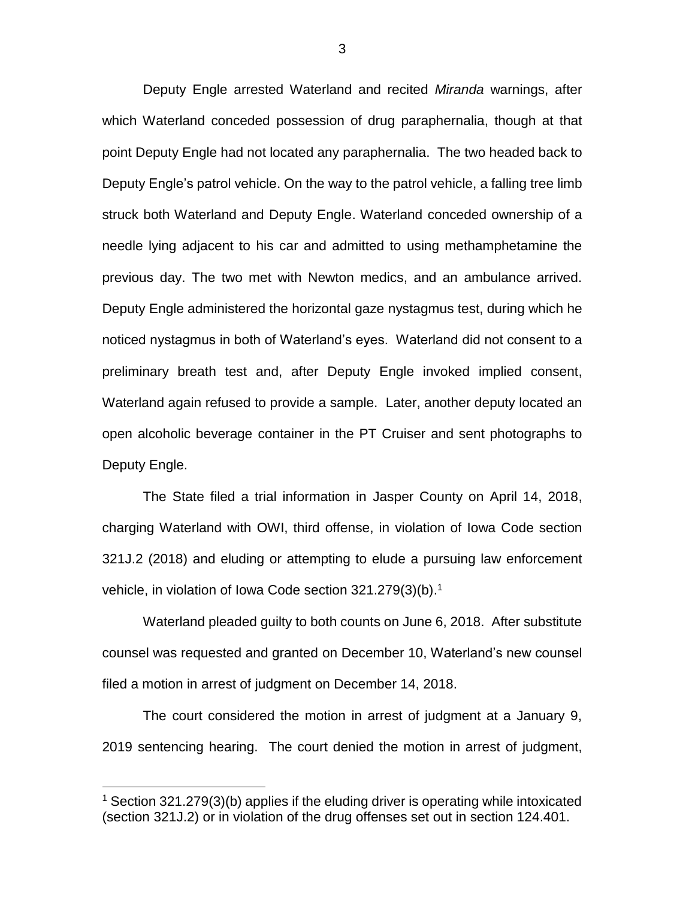Deputy Engle arrested Waterland and recited *Miranda* warnings, after which Waterland conceded possession of drug paraphernalia, though at that point Deputy Engle had not located any paraphernalia. The two headed back to Deputy Engle's patrol vehicle. On the way to the patrol vehicle, a falling tree limb struck both Waterland and Deputy Engle. Waterland conceded ownership of a needle lying adjacent to his car and admitted to using methamphetamine the previous day. The two met with Newton medics, and an ambulance arrived. Deputy Engle administered the horizontal gaze nystagmus test, during which he noticed nystagmus in both of Waterland's eyes. Waterland did not consent to a preliminary breath test and, after Deputy Engle invoked implied consent, Waterland again refused to provide a sample. Later, another deputy located an open alcoholic beverage container in the PT Cruiser and sent photographs to Deputy Engle.

The State filed a trial information in Jasper County on April 14, 2018, charging Waterland with OWI, third offense, in violation of Iowa Code section 321J.2 (2018) and eluding or attempting to elude a pursuing law enforcement vehicle, in violation of Iowa Code section 321.279(3)(b).[1]

Waterland pleaded guilty to both counts on June 6, 2018. After substitute counsel was requested and granted on December 10, Waterland's new counsel filed a motion in arrest of judgment on December 14, 2018.

The court considered the motion in arrest of judgment at a January 9, 2019 sentencing hearing. The court denied the motion in arrest of judgment,

[1] Section 321.279(3)(b) applies if the eluding driver is operating while intoxicated (section 321J.2) or in violation of the drug offenses set out in section 124.401.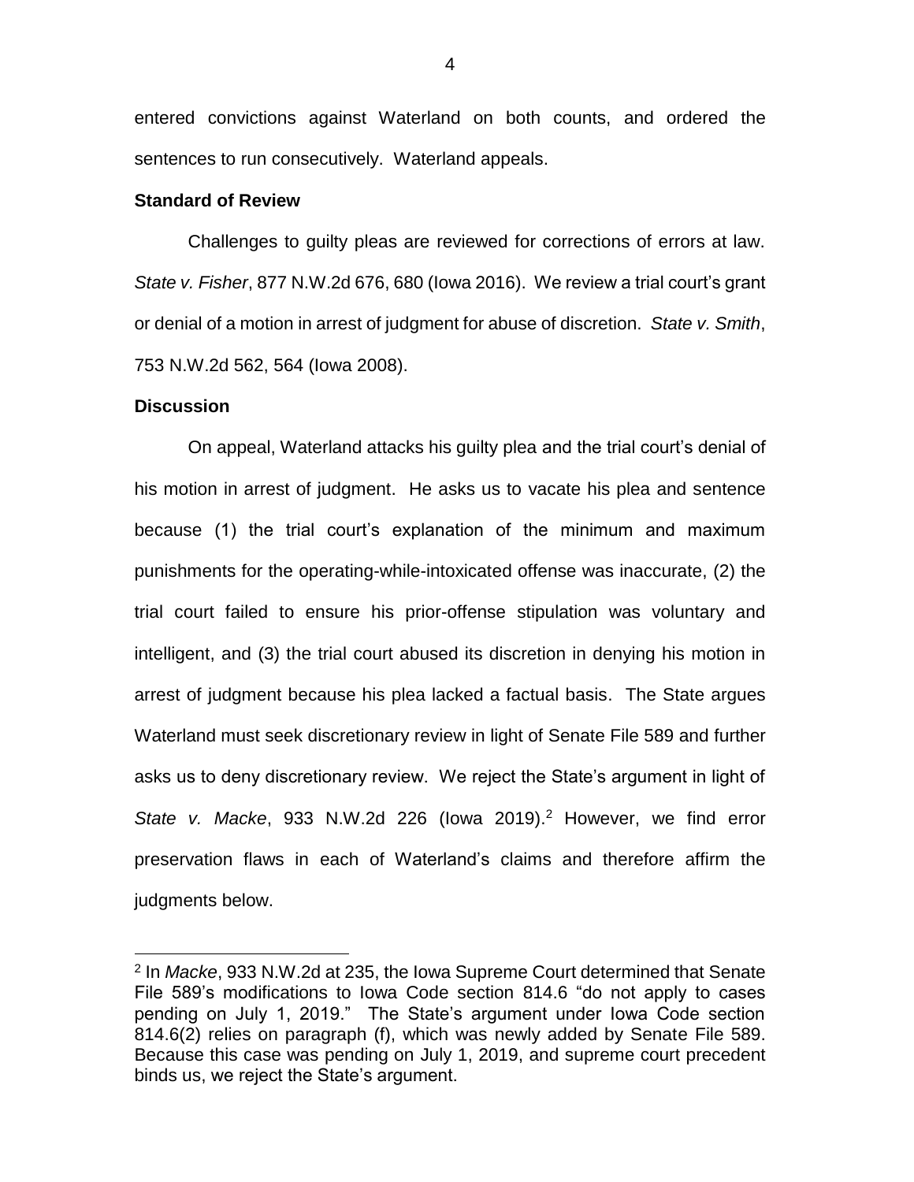entered convictions against Waterland on both counts, and ordered the sentences to run consecutively. Waterland appeals.

**Standard of Review**

Challenges to guilty pleas are reviewed for corrections of errors at law. *State v. Fisher*, 877 N.W.2d 676, 680 (Iowa 2016). We review a trial court's grant or denial of a motion in arrest of judgment for abuse of discretion. *State v. Smith*, 753 N.W.2d 562, 564 (Iowa 2008).

**Discussion**

On appeal, Waterland attacks his guilty plea and the trial court's denial of his motion in arrest of judgment. He asks us to vacate his plea and sentence because (1) the trial court's explanation of the minimum and maximum punishments for the operating-while-intoxicated offense was inaccurate, (2) the trial court failed to ensure his prior-offense stipulation was voluntary and intelligent, and (3) the trial court abused its discretion in denying his motion in arrest of judgment because his plea lacked a factual basis. The State argues Waterland must seek discretionary review in light of Senate File 589 and further asks us to deny discretionary review. We reject the State's argument in light of *State v. Macke*, 933 N.W.2d 226 (Iowa 2019).[2] However, we find error preservation flaws in each of Waterland's claims and therefore affirm the judgments below.

[2] In *Macke*, 933 N.W.2d at 235, the Iowa Supreme Court determined that Senate File 589's modifications to Iowa Code section 814.6 "do not apply to cases pending on July 1, 2019." The State's argument under Iowa Code section 814.6(2) relies on paragraph (f), which was newly added by Senate File 589. Because this case was pending on July 1, 2019, and supreme court precedent binds us, we reject the State's argument.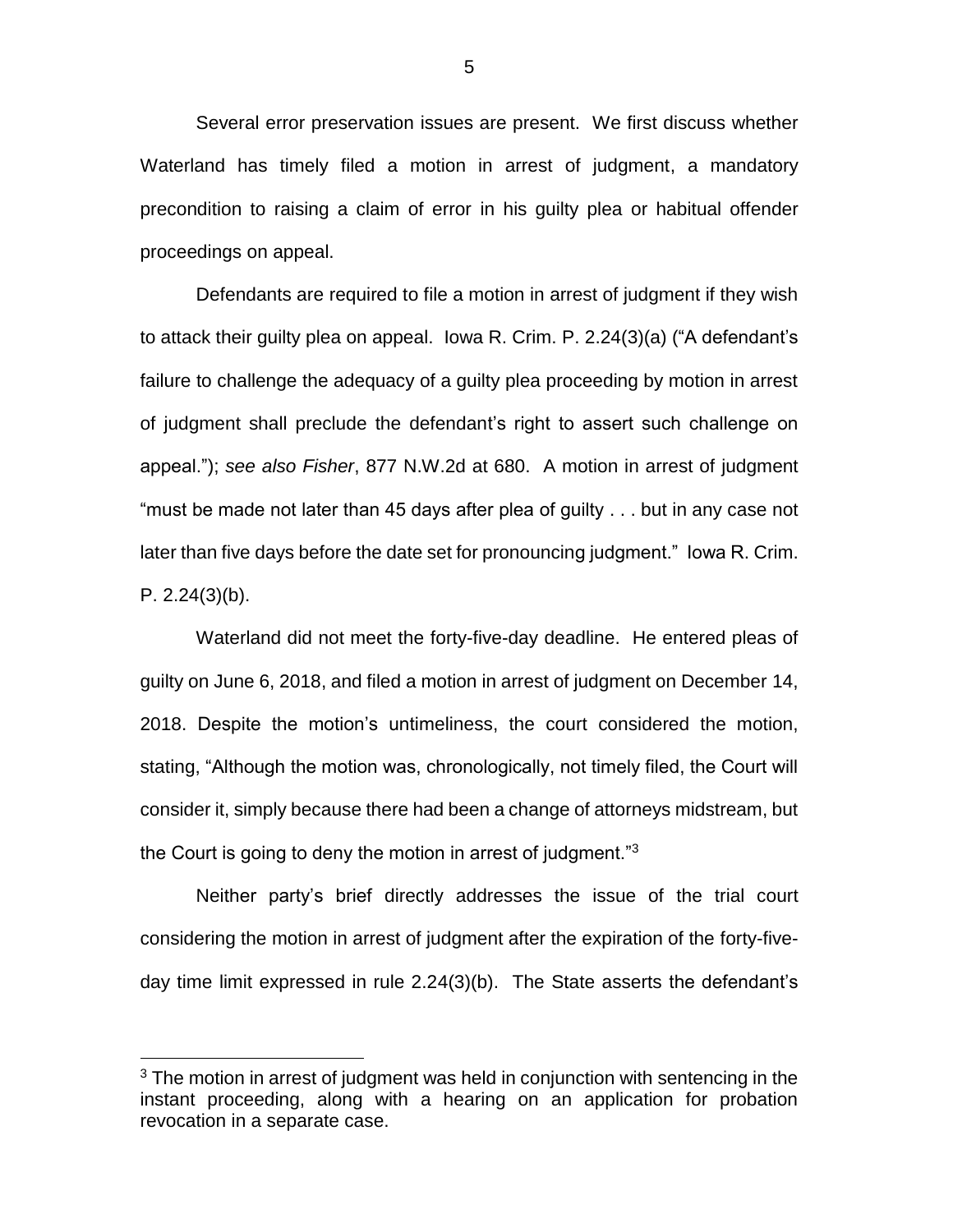Several error preservation issues are present. We first discuss whether Waterland has timely filed a motion in arrest of judgment, a mandatory precondition to raising a claim of error in his guilty plea or habitual offender proceedings on appeal.

Defendants are required to file a motion in arrest of judgment if they wish to attack their guilty plea on appeal. Iowa R. Crim. P. 2.24(3)(a) ("A defendant's failure to challenge the adequacy of a guilty plea proceeding by motion in arrest of judgment shall preclude the defendant's right to assert such challenge on appeal."); *see also Fisher*, 877 N.W.2d at 680. A motion in arrest of judgment "must be made not later than 45 days after plea of guilty . . . but in any case not later than five days before the date set for pronouncing judgment." Iowa R. Crim. P. 2.24(3)(b).

Waterland did not meet the forty-five-day deadline. He entered pleas of guilty on June 6, 2018, and filed a motion in arrest of judgment on December 14, 2018. Despite the motion's untimeliness, the court considered the motion, stating, "Although the motion was, chronologically, not timely filed, the Court will consider it, simply because there had been a change of attorneys midstream, but the Court is going to deny the motion in arrest of judgment."[3]

Neither party's brief directly addresses the issue of the trial court considering the motion in arrest of judgment after the expiration of the forty-five-day time limit expressed in rule 2.24(3)(b). The State asserts the defendant's

---

[3] The motion in arrest of judgment was held in conjunction with sentencing in the instant proceeding, along with a hearing on an application for probation revocation in a separate case.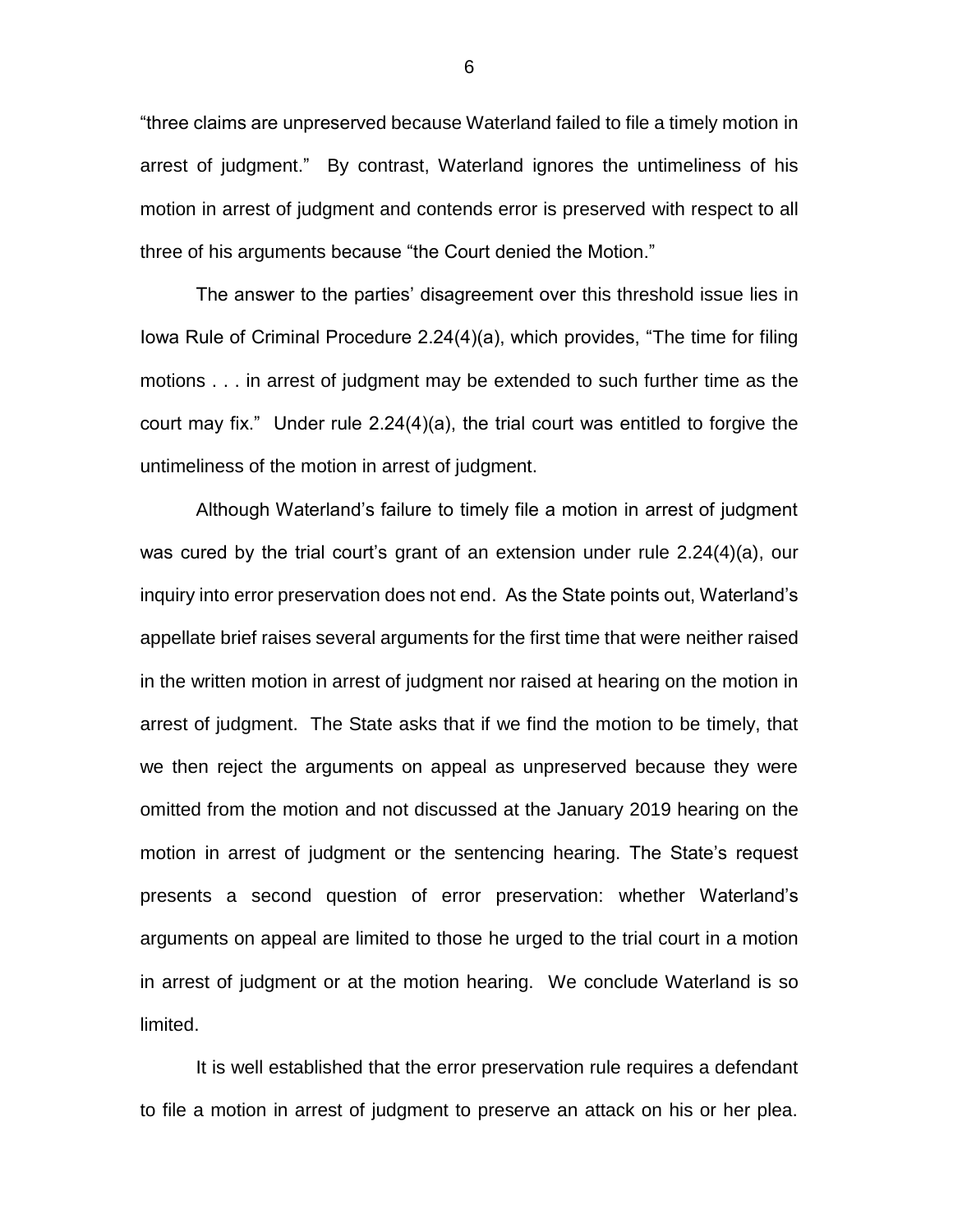"three claims are unpreserved because Waterland failed to file a timely motion in arrest of judgment." By contrast, Waterland ignores the untimeliness of his motion in arrest of judgment and contends error is preserved with respect to all three of his arguments because "the Court denied the Motion."

The answer to the parties' disagreement over this threshold issue lies in Iowa Rule of Criminal Procedure 2.24(4)(a), which provides, "The time for filing motions . . . in arrest of judgment may be extended to such further time as the court may fix." Under rule 2.24(4)(a), the trial court was entitled to forgive the untimeliness of the motion in arrest of judgment.

Although Waterland's failure to timely file a motion in arrest of judgment was cured by the trial court's grant of an extension under rule 2.24(4)(a), our inquiry into error preservation does not end. As the State points out, Waterland's appellate brief raises several arguments for the first time that were neither raised in the written motion in arrest of judgment nor raised at hearing on the motion in arrest of judgment. The State asks that if we find the motion to be timely, that we then reject the arguments on appeal as unpreserved because they were omitted from the motion and not discussed at the January 2019 hearing on the motion in arrest of judgment or the sentencing hearing. The State's request presents a second question of error preservation: whether Waterland's arguments on appeal are limited to those he urged to the trial court in a motion in arrest of judgment or at the motion hearing. We conclude Waterland is so limited.

It is well established that the error preservation rule requires a defendant to file a motion in arrest of judgment to preserve an attack on his or her plea.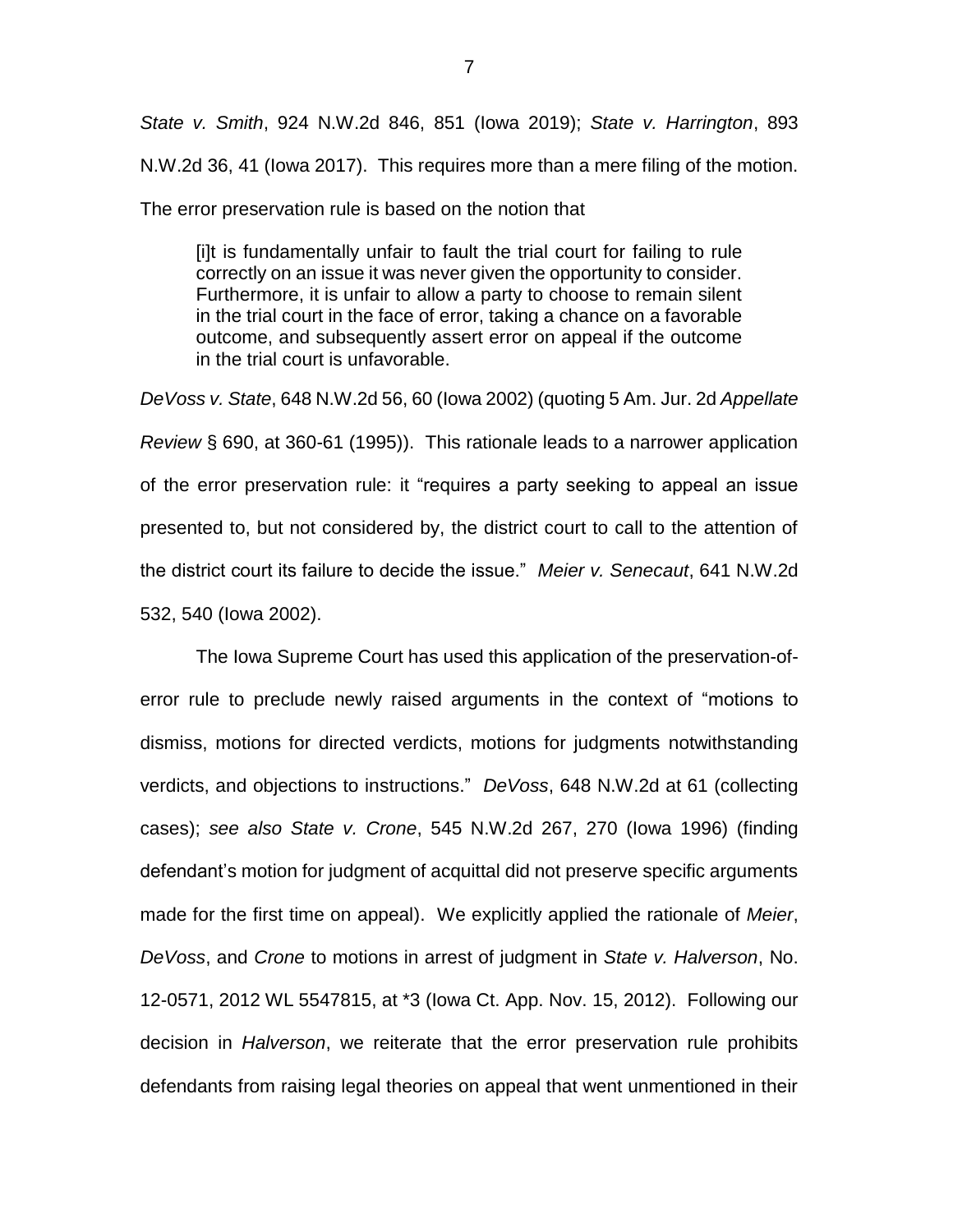*State v. Smith*, 924 N.W.2d 846, 851 (Iowa 2019); *State v. Harrington*, 893 N.W.2d 36, 41 (Iowa 2017). This requires more than a mere filing of the motion. The error preservation rule is based on the notion that

> [i]t is fundamentally unfair to fault the trial court for failing to rule correctly on an issue it was never given the opportunity to consider. Furthermore, it is unfair to allow a party to choose to remain silent in the trial court in the face of error, taking a chance on a favorable outcome, and subsequently assert error on appeal if the outcome in the trial court is unfavorable.

*DeVoss v. State*, 648 N.W.2d 56, 60 (Iowa 2002) (quoting 5 Am. Jur. 2d *Appellate Review* § 690, at 360-61 (1995)). This rationale leads to a narrower application of the error preservation rule: it "requires a party seeking to appeal an issue presented to, but not considered by, the district court to call to the attention of the district court its failure to decide the issue." *Meier v. Senecaut*, 641 N.W.2d 532, 540 (Iowa 2002).

The Iowa Supreme Court has used this application of the preservation-of-error rule to preclude newly raised arguments in the context of "motions to dismiss, motions for directed verdicts, motions for judgments notwithstanding verdicts, and objections to instructions." *DeVoss*, 648 N.W.2d at 61 (collecting cases); *see also State v. Crone*, 545 N.W.2d 267, 270 (Iowa 1996) (finding defendant's motion for judgment of acquittal did not preserve specific arguments made for the first time on appeal). We explicitly applied the rationale of *Meier*, *DeVoss*, and *Crone* to motions in arrest of judgment in *State v. Halverson*, No. 12-0571, 2012 WL 5547815, at *3 (Iowa Ct. App. Nov. 15, 2012). Following our decision in *Halverson*, we reiterate that the error preservation rule prohibits defendants from raising legal theories on appeal that went unmentioned in their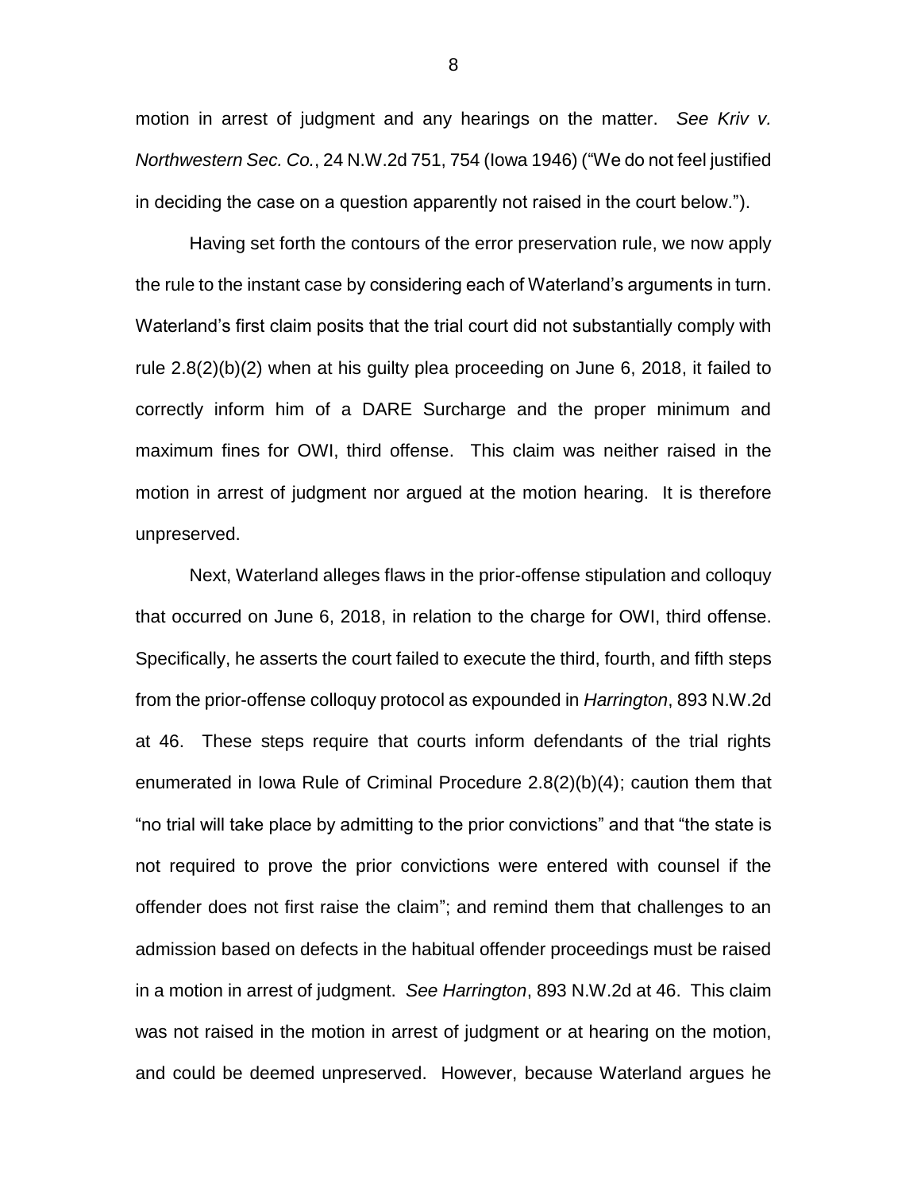motion in arrest of judgment and any hearings on the matter. *See Kriv v. Northwestern Sec. Co.*, 24 N.W.2d 751, 754 (Iowa 1946) ("We do not feel justified in deciding the case on a question apparently not raised in the court below.").

Having set forth the contours of the error preservation rule, we now apply the rule to the instant case by considering each of Waterland's arguments in turn. Waterland's first claim posits that the trial court did not substantially comply with rule 2.8(2)(b)(2) when at his guilty plea proceeding on June 6, 2018, it failed to correctly inform him of a DARE Surcharge and the proper minimum and maximum fines for OWI, third offense. This claim was neither raised in the motion in arrest of judgment nor argued at the motion hearing. It is therefore unpreserved.

Next, Waterland alleges flaws in the prior-offense stipulation and colloquy that occurred on June 6, 2018, in relation to the charge for OWI, third offense. Specifically, he asserts the court failed to execute the third, fourth, and fifth steps from the prior-offense colloquy protocol as expounded in *Harrington*, 893 N.W.2d at 46. These steps require that courts inform defendants of the trial rights enumerated in Iowa Rule of Criminal Procedure 2.8(2)(b)(4); caution them that "no trial will take place by admitting to the prior convictions" and that "the state is not required to prove the prior convictions were entered with counsel if the offender does not first raise the claim"; and remind them that challenges to an admission based on defects in the habitual offender proceedings must be raised in a motion in arrest of judgment. *See Harrington*, 893 N.W.2d at 46. This claim was not raised in the motion in arrest of judgment or at hearing on the motion, and could be deemed unpreserved. However, because Waterland argues he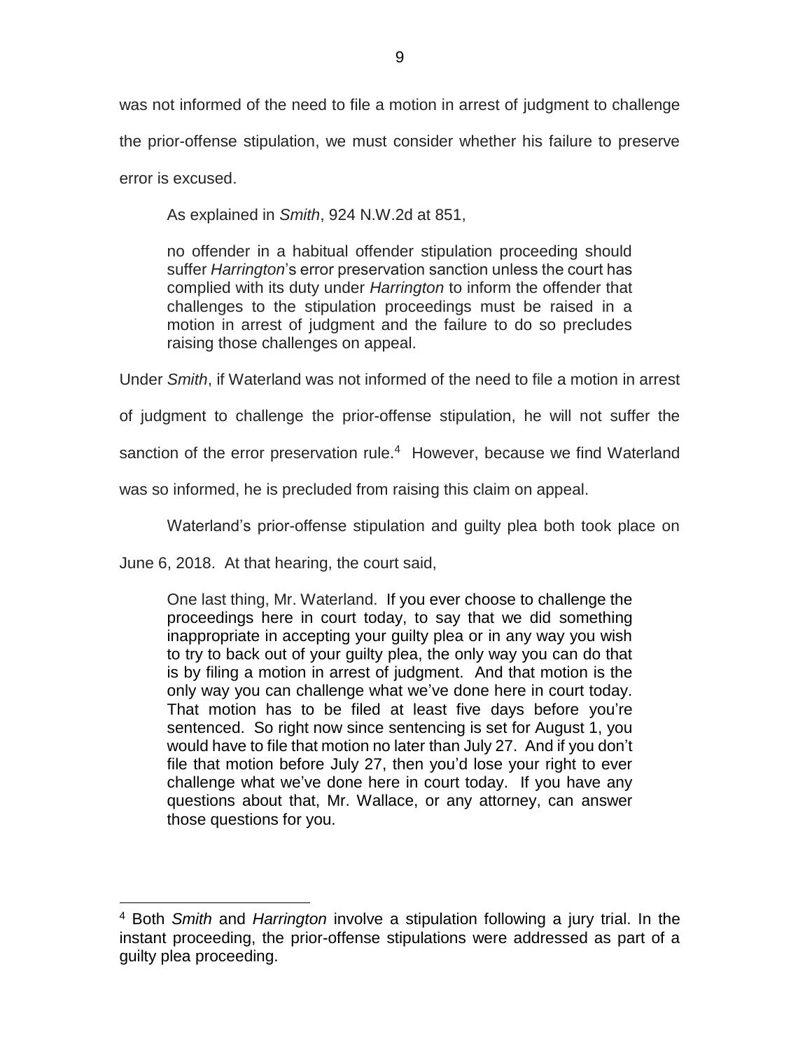was not informed of the need to file a motion in arrest of judgment to challenge the prior-offense stipulation, we must consider whether his failure to preserve error is excused.

As explained in *Smith*, 924 N.W.2d at 851,

> no offender in a habitual offender stipulation proceeding should suffer *Harrington*'s error preservation sanction unless the court has complied with its duty under *Harrington* to inform the offender that challenges to the stipulation proceedings must be raised in a motion in arrest of judgment and the failure to do so precludes raising those challenges on appeal.

Under *Smith*, if Waterland was not informed of the need to file a motion in arrest of judgment to challenge the prior-offense stipulation, he will not suffer the sanction of the error preservation rule.[4] However, because we find Waterland was so informed, he is precluded from raising this claim on appeal.

Waterland's prior-offense stipulation and guilty plea both took place on June 6, 2018. At that hearing, the court said,

> One last thing, Mr. Waterland. If you ever choose to challenge the proceedings here in court today, to say that we did something inappropriate in accepting your guilty plea or in any way you wish to try to back out of your guilty plea, the only way you can do that is by filing a motion in arrest of judgment. And that motion is the only way you can challenge what we've done here in court today. That motion has to be filed at least five days before you're sentenced. So right now since sentencing is set for August 1, you would have to file that motion no later than July 27. And if you don't file that motion before July 27, then you'd lose your right to ever challenge what we've done here in court today. If you have any questions about that, Mr. Wallace, or any attorney, can answer those questions for you.

---

[4] Both *Smith* and *Harrington* involve a stipulation following a jury trial. In the instant proceeding, the prior-offense stipulations were addressed as part of a guilty plea proceeding.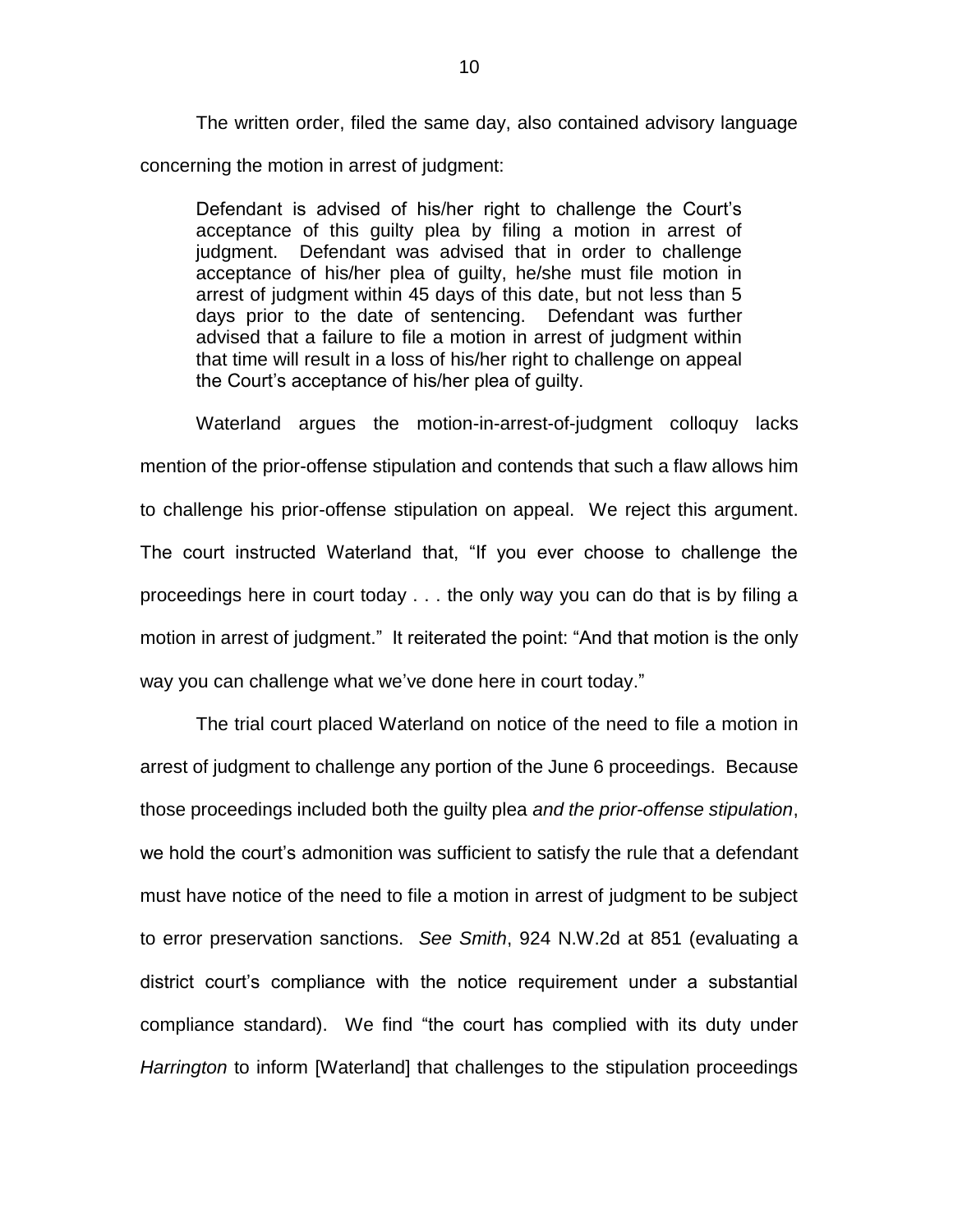The written order, filed the same day, also contained advisory language concerning the motion in arrest of judgment:

> Defendant is advised of his/her right to challenge the Court's acceptance of this guilty plea by filing a motion in arrest of judgment. Defendant was advised that in order to challenge acceptance of his/her plea of guilty, he/she must file motion in arrest of judgment within 45 days of this date, but not less than 5 days prior to the date of sentencing. Defendant was further advised that a failure to file a motion in arrest of judgment within that time will result in a loss of his/her right to challenge on appeal the Court's acceptance of his/her plea of guilty.

Waterland argues the motion-in-arrest-of-judgment colloquy lacks mention of the prior-offense stipulation and contends that such a flaw allows him to challenge his prior-offense stipulation on appeal. We reject this argument. The court instructed Waterland that, "If you ever choose to challenge the proceedings here in court today . . . the only way you can do that is by filing a motion in arrest of judgment." It reiterated the point: "And that motion is the only way you can challenge what we've done here in court today."

The trial court placed Waterland on notice of the need to file a motion in arrest of judgment to challenge any portion of the June 6 proceedings. Because those proceedings included both the guilty plea *and the prior-offense stipulation*, we hold the court's admonition was sufficient to satisfy the rule that a defendant must have notice of the need to file a motion in arrest of judgment to be subject to error preservation sanctions. *See Smith*, 924 N.W.2d at 851 (evaluating a district court's compliance with the notice requirement under a substantial compliance standard). We find "the court has complied with its duty under *Harrington* to inform [Waterland] that challenges to the stipulation proceedings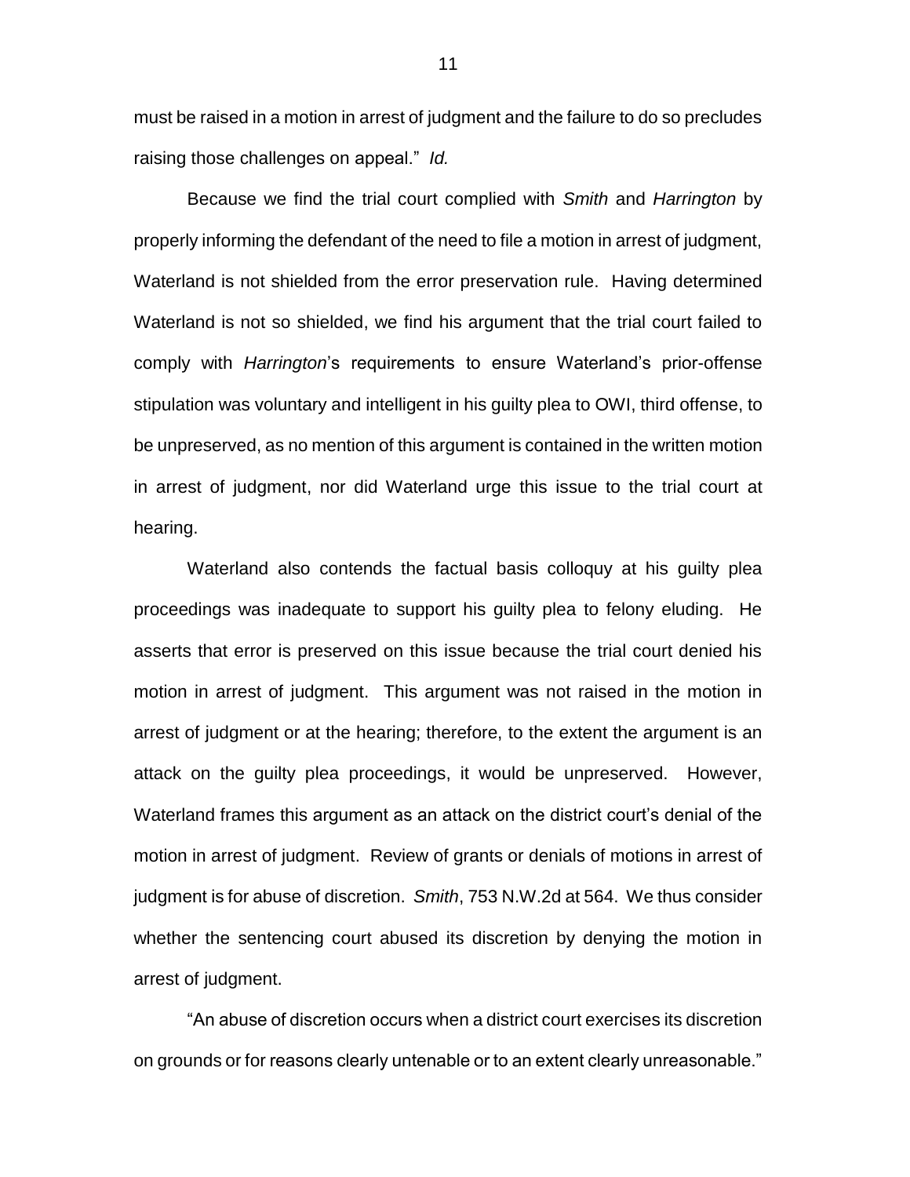must be raised in a motion in arrest of judgment and the failure to do so precludes raising those challenges on appeal." *Id.*

Because we find the trial court complied with *Smith* and *Harrington* by properly informing the defendant of the need to file a motion in arrest of judgment, Waterland is not shielded from the error preservation rule. Having determined Waterland is not so shielded, we find his argument that the trial court failed to comply with *Harrington*'s requirements to ensure Waterland's prior-offense stipulation was voluntary and intelligent in his guilty plea to OWI, third offense, to be unpreserved, as no mention of this argument is contained in the written motion in arrest of judgment, nor did Waterland urge this issue to the trial court at hearing.

Waterland also contends the factual basis colloquy at his guilty plea proceedings was inadequate to support his guilty plea to felony eluding. He asserts that error is preserved on this issue because the trial court denied his motion in arrest of judgment. This argument was not raised in the motion in arrest of judgment or at the hearing; therefore, to the extent the argument is an attack on the guilty plea proceedings, it would be unpreserved. However, Waterland frames this argument as an attack on the district court's denial of the motion in arrest of judgment. Review of grants or denials of motions in arrest of judgment is for abuse of discretion. *Smith*, 753 N.W.2d at 564. We thus consider whether the sentencing court abused its discretion by denying the motion in arrest of judgment.

"An abuse of discretion occurs when a district court exercises its discretion on grounds or for reasons clearly untenable or to an extent clearly unreasonable."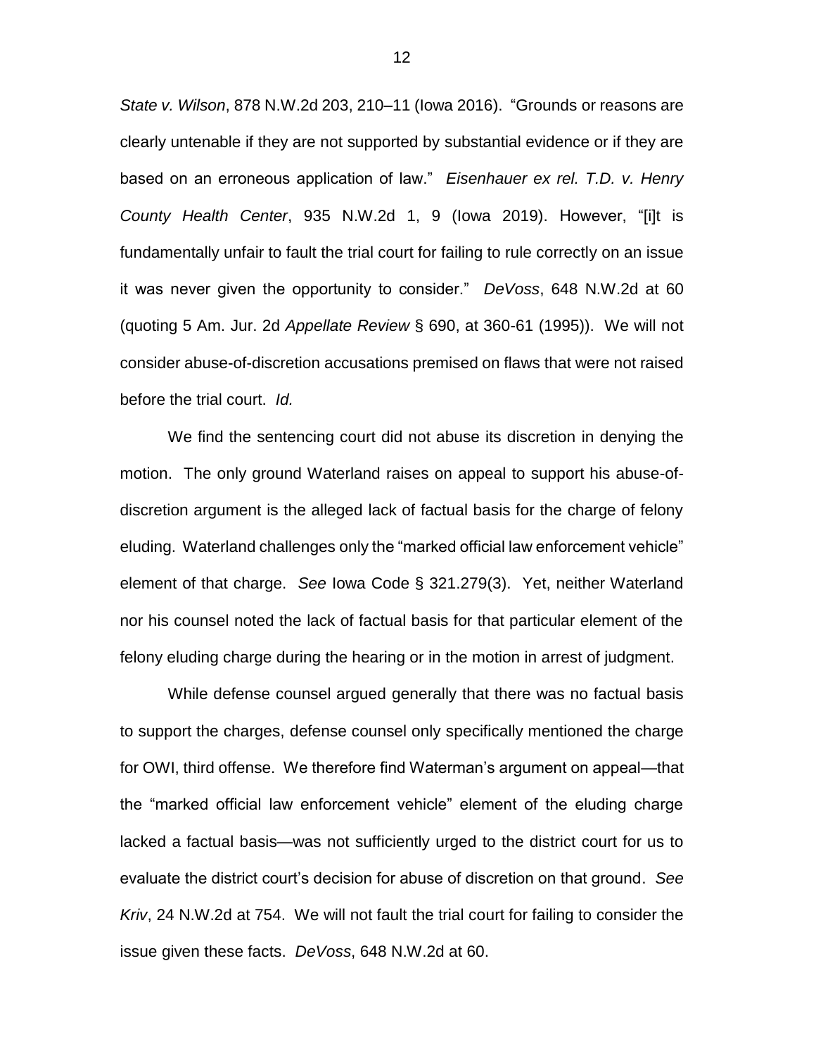*State v. Wilson*, 878 N.W.2d 203, 210–11 (Iowa 2016). "Grounds or reasons are clearly untenable if they are not supported by substantial evidence or if they are based on an erroneous application of law." *Eisenhauer ex rel. T.D. v. Henry County Health Center*, 935 N.W.2d 1, 9 (Iowa 2019). However, "[i]t is fundamentally unfair to fault the trial court for failing to rule correctly on an issue it was never given the opportunity to consider." *DeVoss*, 648 N.W.2d at 60 (quoting 5 Am. Jur. 2d *Appellate Review* § 690, at 360-61 (1995)). We will not consider abuse-of-discretion accusations premised on flaws that were not raised before the trial court. *Id.*

We find the sentencing court did not abuse its discretion in denying the motion. The only ground Waterland raises on appeal to support his abuse-of-discretion argument is the alleged lack of factual basis for the charge of felony eluding. Waterland challenges only the "marked official law enforcement vehicle" element of that charge. *See* Iowa Code § 321.279(3). Yet, neither Waterland nor his counsel noted the lack of factual basis for that particular element of the felony eluding charge during the hearing or in the motion in arrest of judgment.

While defense counsel argued generally that there was no factual basis to support the charges, defense counsel only specifically mentioned the charge for OWI, third offense. We therefore find Waterman's argument on appeal—that the "marked official law enforcement vehicle" element of the eluding charge lacked a factual basis—was not sufficiently urged to the district court for us to evaluate the district court's decision for abuse of discretion on that ground. *See Kriv*, 24 N.W.2d at 754. We will not fault the trial court for failing to consider the issue given these facts. *DeVoss*, 648 N.W.2d at 60.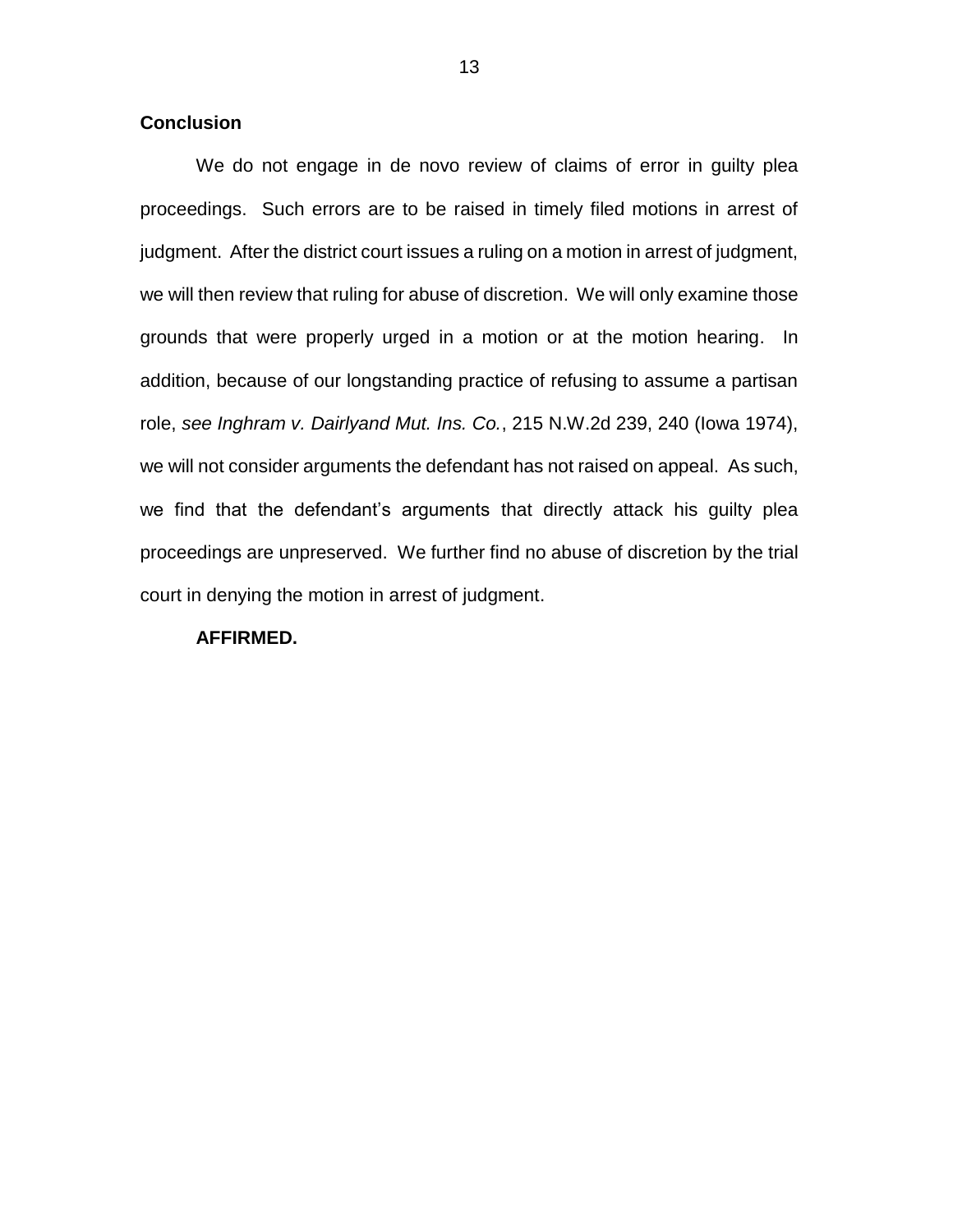**Conclusion**

We do not engage in de novo review of claims of error in guilty plea proceedings. Such errors are to be raised in timely filed motions in arrest of judgment. After the district court issues a ruling on a motion in arrest of judgment, we will then review that ruling for abuse of discretion. We will only examine those grounds that were properly urged in a motion or at the motion hearing. In addition, because of our longstanding practice of refusing to assume a partisan role, *see Inghram v. Dairlyand Mut. Ins. Co.*, 215 N.W.2d 239, 240 (Iowa 1974), we will not consider arguments the defendant has not raised on appeal. As such, we find that the defendant's arguments that directly attack his guilty plea proceedings are unpreserved. We further find no abuse of discretion by the trial court in denying the motion in arrest of judgment.

**AFFIRMED.**